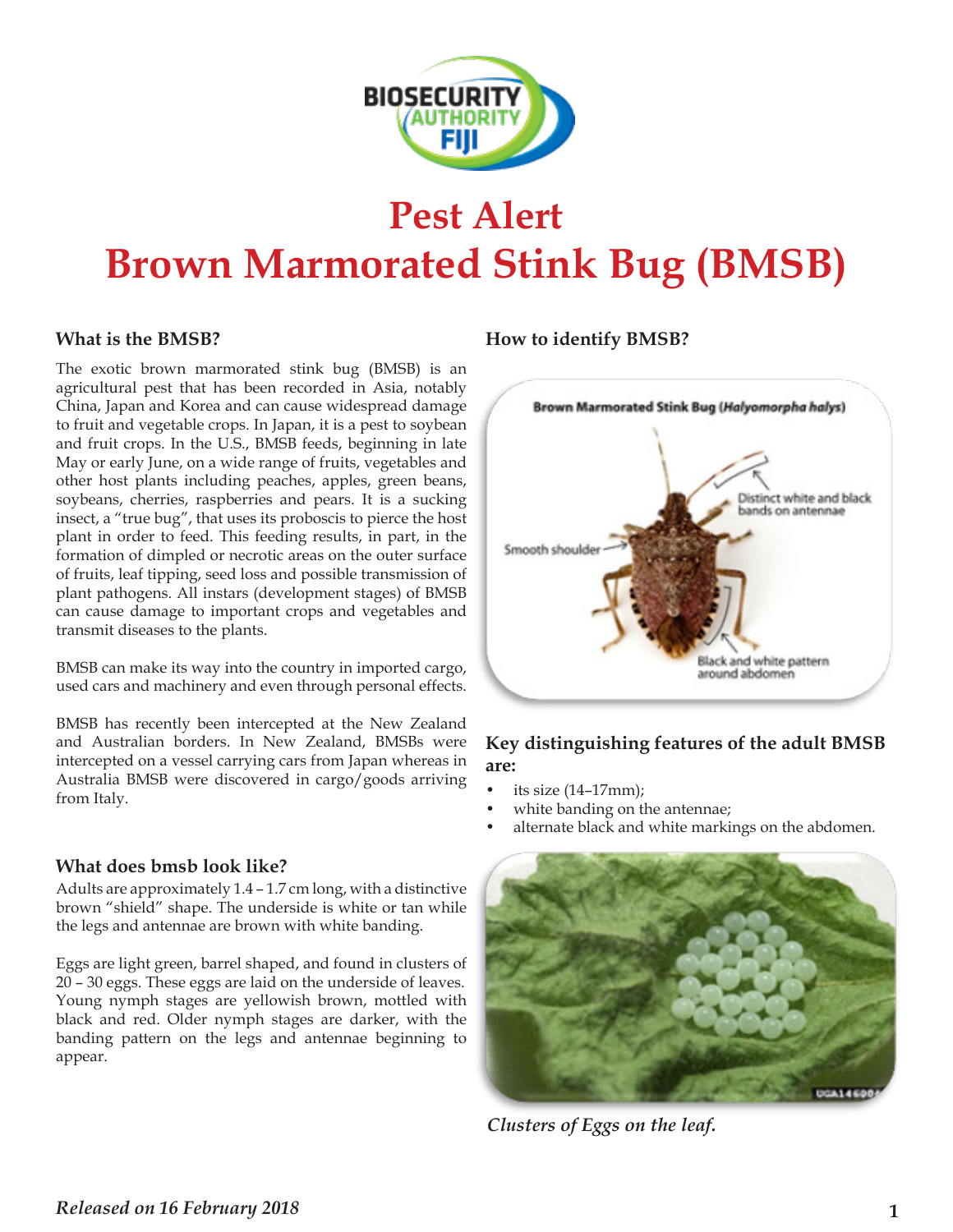# Pest Alert
# Brown Marmorated Stink Bug (BMSB)

### What is the BMSB?

The exotic brown marmorated stink bug (BMSB) is an agricultural pest that has been recorded in Asia, notably China, Japan and Korea and can cause widespread damage to fruit and vegetable crops. In Japan, it is a pest to soybean and fruit crops. In the U.S., BMSB feeds, beginning in late May or early June, on a wide range of fruits, vegetables and other host plants including peaches, apples, green beans, soybeans, cherries, raspberries and pears. It is a sucking insect, a "true bug", that uses its proboscis to pierce the host plant in order to feed. This feeding results, in part, in the formation of dimpled or necrotic areas on the outer surface of fruits, leaf tipping, seed loss and possible transmission of plant pathogens. All instars (development stages) of BMSB can cause damage to important crops and vegetables and transmit diseases to the plants.

BMSB can make its way into the country in imported cargo, used cars and machinery and even through personal effects.

BMSB has recently been intercepted at the New Zealand and Australian borders. In New Zealand, BMSBs were intercepted on a vessel carrying cars from Japan whereas in Australia BMSB were discovered in cargo/goods arriving from Italy.

### What does bmsb look like?

Adults are approximately 1.4 – 1.7 cm long, with a distinctive brown "shield" shape. The underside is white or tan while the legs and antennae are brown with white banding.

Eggs are light green, barrel shaped, and found in clusters of 20 – 30 eggs. These eggs are laid on the underside of leaves. Young nymph stages are yellowish brown, mottled with black and red. Older nymph stages are darker, with the banding pattern on the legs and antennae beginning to appear.

### How to identify BMSB?

Brown Marmorated Stink Bug (*Halyomorpha halys*)

Distinct white and black bands on antennae

Smooth shoulder

Black and white pattern around abdomen

### Key distinguishing features of the adult BMSB are:

- its size (14–17mm);
- white banding on the antennae;
- alternate black and white markings on the abdomen.

*Clusters of Eggs on the leaf.*

*Released on 16 February 2018*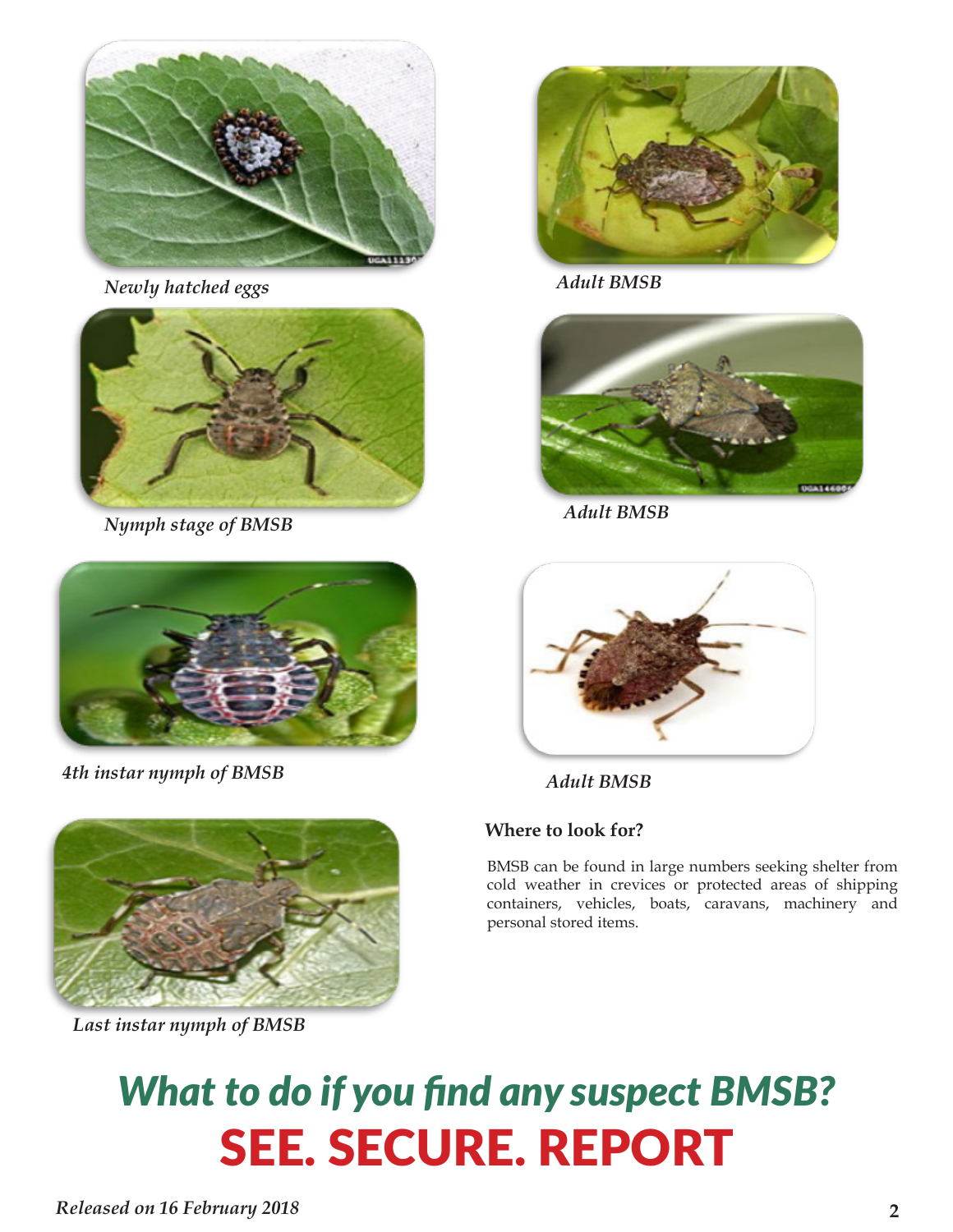*Newly hatched eggs*

*Nymph stage of BMSB*

*4th instar nymph of BMSB*

*Last instar nymph of BMSB*

*Adult BMSB*

*Adult BMSB*

*Adult BMSB*

**Where to look for?**

BMSB can be found in large numbers seeking shelter from cold weather in crevices or protected areas of shipping containers, vehicles, boats, caravans, machinery and personal stored items.

# *What to do if you find any suspect BMSB?*

# SEE. SECURE. REPORT

*Released on 16 February 2018*